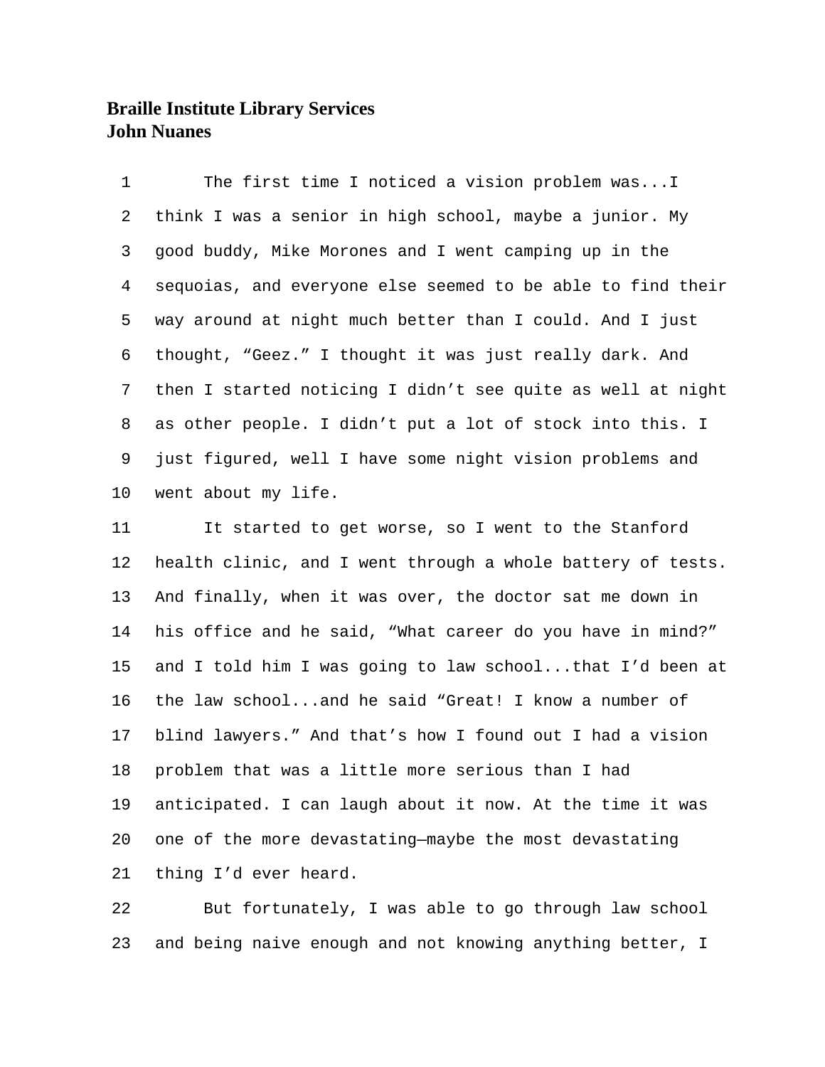**Braille Institute Library Services**
**John Nuanes**

The first time I noticed a vision problem was...I think I was a senior in high school, maybe a junior. My good buddy, Mike Morones and I went camping up in the sequoias, and everyone else seemed to be able to find their way around at night much better than I could. And I just thought, “Geez.” I thought it was just really dark. And then I started noticing I didn’t see quite as well at night as other people. I didn’t put a lot of stock into this. I just figured, well I have some night vision problems and went about my life.

It started to get worse, so I went to the Stanford health clinic, and I went through a whole battery of tests. And finally, when it was over, the doctor sat me down in his office and he said, “What career do you have in mind?” and I told him I was going to law school...that I’d been at the law school...and he said “Great! I know a number of blind lawyers.” And that’s how I found out I had a vision problem that was a little more serious than I had anticipated. I can laugh about it now. At the time it was one of the more devastating—maybe the most devastating thing I’d ever heard.

But fortunately, I was able to go through law school and being naive enough and not knowing anything better, I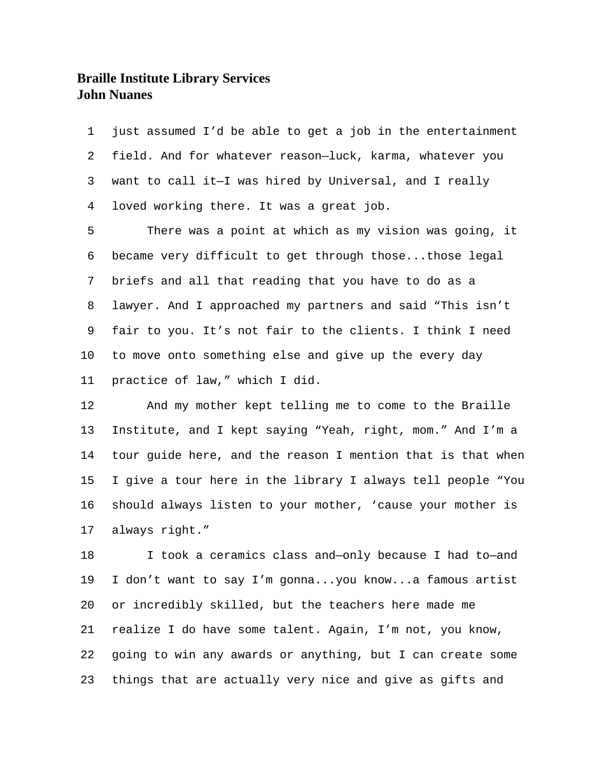**Braille Institute Library Services**
**John Nuanes**

just assumed I'd be able to get a job in the entertainment field. And for whatever reason—luck, karma, whatever you want to call it—I was hired by Universal, and I really loved working there. It was a great job.

There was a point at which as my vision was going, it became very difficult to get through those...those legal briefs and all that reading that you have to do as a lawyer. And I approached my partners and said "This isn't fair to you. It's not fair to the clients. I think I need to move onto something else and give up the every day practice of law," which I did.

And my mother kept telling me to come to the Braille Institute, and I kept saying "Yeah, right, mom." And I'm a tour guide here, and the reason I mention that is that when I give a tour here in the library I always tell people "You should always listen to your mother, 'cause your mother is always right."

I took a ceramics class and—only because I had to—and I don't want to say I'm gonna...you know...a famous artist or incredibly skilled, but the teachers here made me realize I do have some talent. Again, I'm not, you know, going to win any awards or anything, but I can create some things that are actually very nice and give as gifts and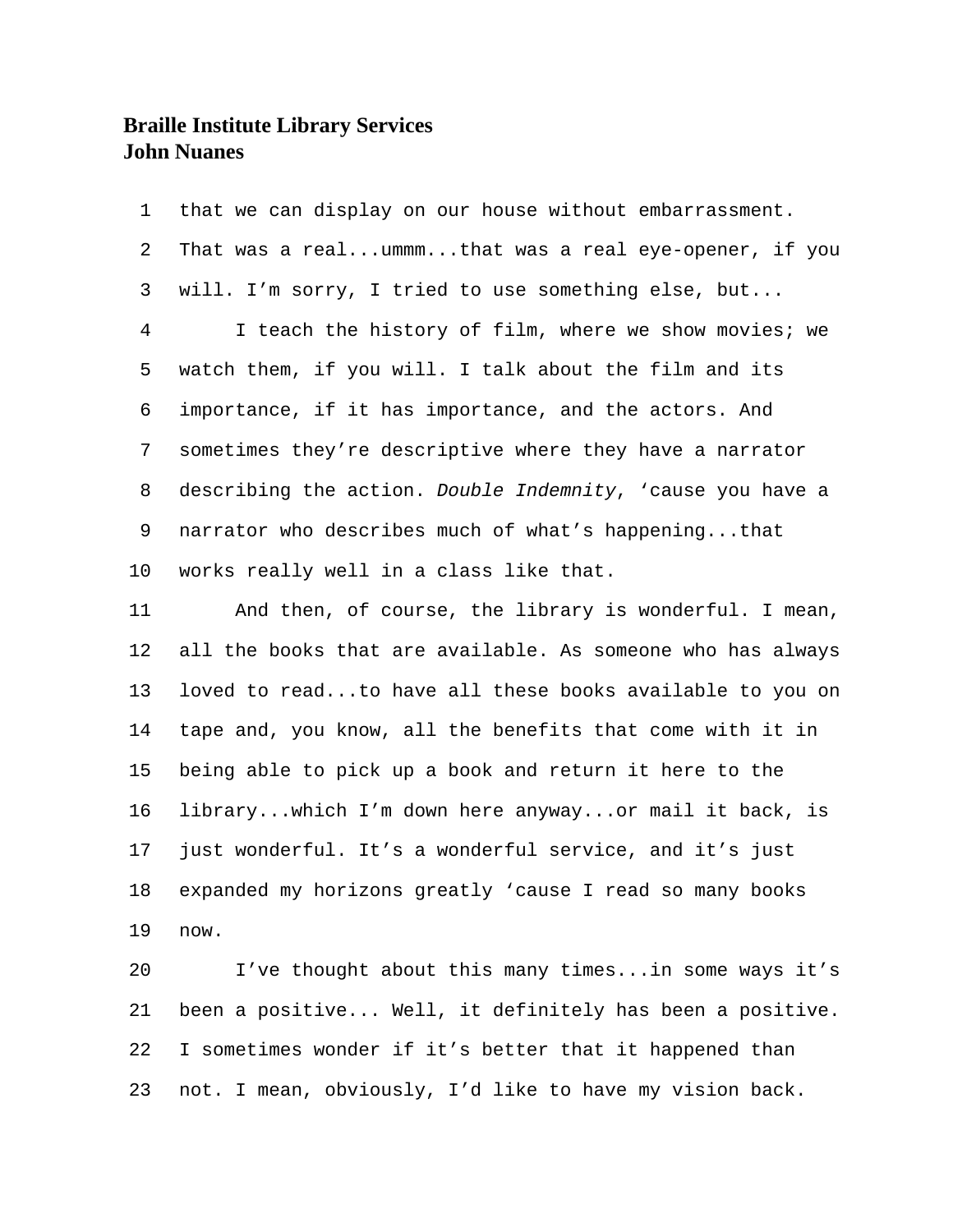**Braille Institute Library Services**
**John Nuanes**

that we can display on our house without embarrassment. That was a real...ummm...that was a real eye-opener, if you will. I'm sorry, I tried to use something else, but...

I teach the history of film, where we show movies; we watch them, if you will. I talk about the film and its importance, if it has importance, and the actors. And sometimes they're descriptive where they have a narrator describing the action. *Double Indemnity*, 'cause you have a narrator who describes much of what's happening...that works really well in a class like that.

And then, of course, the library is wonderful. I mean, all the books that are available. As someone who has always loved to read...to have all these books available to you on tape and, you know, all the benefits that come with it in being able to pick up a book and return it here to the library...which I'm down here anyway...or mail it back, is just wonderful. It's a wonderful service, and it's just expanded my horizons greatly 'cause I read so many books now.

I've thought about this many times...in some ways it's been a positive... Well, it definitely has been a positive. I sometimes wonder if it's better that it happened than not. I mean, obviously, I'd like to have my vision back.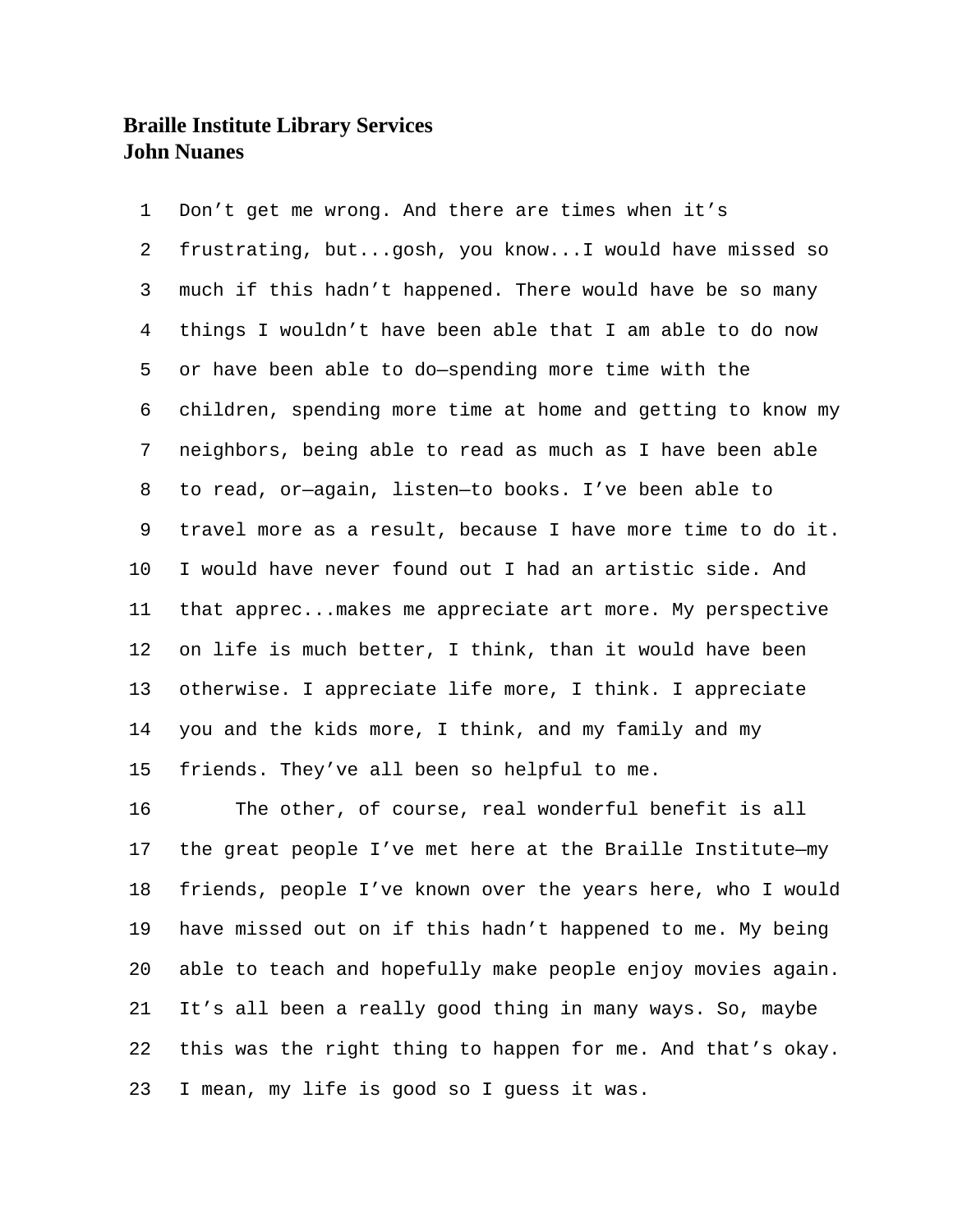**Braille Institute Library Services**
**John Nuanes**

Don't get me wrong. And there are times when it's frustrating, but...gosh, you know...I would have missed so much if this hadn't happened. There would have be so many things I wouldn't have been able that I am able to do now or have been able to do—spending more time with the children, spending more time at home and getting to know my neighbors, being able to read as much as I have been able to read, or—again, listen—to books. I've been able to travel more as a result, because I have more time to do it. I would have never found out I had an artistic side. And that apprec...makes me appreciate art more. My perspective on life is much better, I think, than it would have been otherwise. I appreciate life more, I think. I appreciate you and the kids more, I think, and my family and my friends. They've all been so helpful to me.

The other, of course, real wonderful benefit is all the great people I've met here at the Braille Institute—my friends, people I've known over the years here, who I would have missed out on if this hadn't happened to me. My being able to teach and hopefully make people enjoy movies again. It's all been a really good thing in many ways. So, maybe this was the right thing to happen for me. And that's okay. I mean, my life is good so I guess it was.